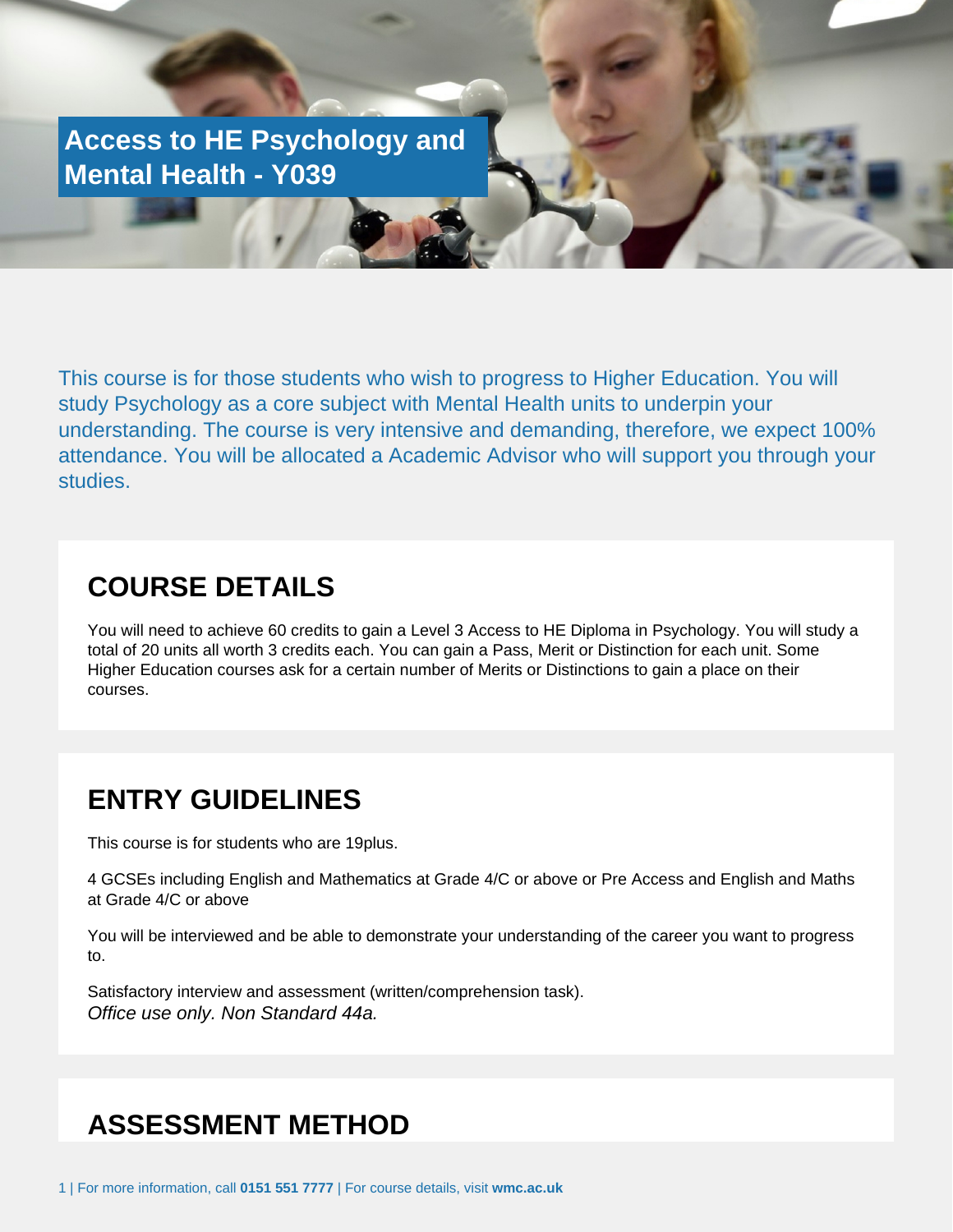# Access to HE Psychology and Mental Health - Y039

This course is for those students who wish to progress to Higher Education. You will study Psychology as a core subject with Mental Health units to underpin your understanding. The course is very intensive and demanding, therefore, we expect 100% attendance. You will be allocated a Academic Advisor who will support you through your studies.

## COURSE DETAILS

You will need to achieve 60 credits to gain a Level 3 Access to HE Diploma in Psychology. You will study a total of 20 units all worth 3 credits each. You can gain a Pass, Merit or Distinction for each unit. Some Higher Education courses ask for a certain number of Merits or Distinctions to gain a place on their courses.

## ENTRY GUIDELINES

This course is for students who are 19plus.

4 GCSEs including English and Mathematics at Grade 4/C or above or Pre Access and English and Maths at Grade 4/C or above

You will be interviewed and be able to demonstrate your understanding of the career you want to progress to.

Satisfactory interview and assessment (written/comprehension task).
*Office use only. Non Standard 44a.*

## ASSESSMENT METHOD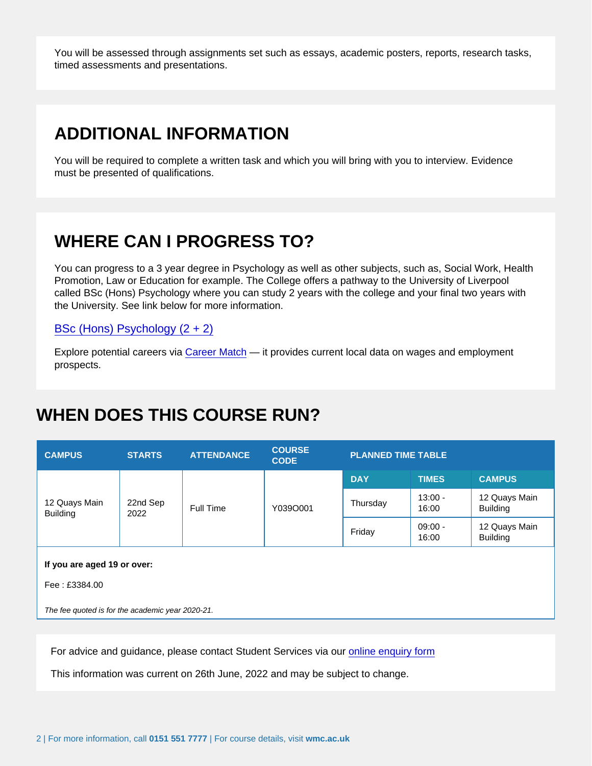You will be assessed through assignments set such as essays, academic posters, reports, research tasks, timed assessments and presentations.

## ADDITIONAL INFORMATION

You will be required to complete a written task and which you will bring with you to interview. Evidence must be presented of qualifications.

## WHERE CAN I PROGRESS TO?

You can progress to a 3 year degree in Psychology as well as other subjects, such as, Social Work, Health Promotion, Law or Education for example. The College offers a pathway to the University of Liverpool called BSc (Hons) Psychology where you can study 2 years with the college and your final two years with the University. See link below for more information.

BSc (Hons) Psychology (2 + 2)

Explore potential careers via Career Match — it provides current local data on wages and employment prospects.

## WHEN DOES THIS COURSE RUN?

| CAMPUS | STARTS | ATTENDANCE | COURSE CODE | PLANNED TIME TABLE | | |
|---|---|---|---|---|---|---|
| | | | | DAY | TIMES | CAMPUS |
| 12 Quays Main Building | 22nd Sep 2022 | Full Time | Y039O001 | Thursday | 13:00 - 16:00 | 12 Quays Main Building |
| | | | | Friday | 09:00 - 16:00 | 12 Quays Main Building |

**If you are aged 19 or over:**

Fee : £3384.00

*The fee quoted is for the academic year 2020-21.*

For advice and guidance, please contact Student Services via our online enquiry form

This information was current on 26th June, 2022 and may be subject to change.